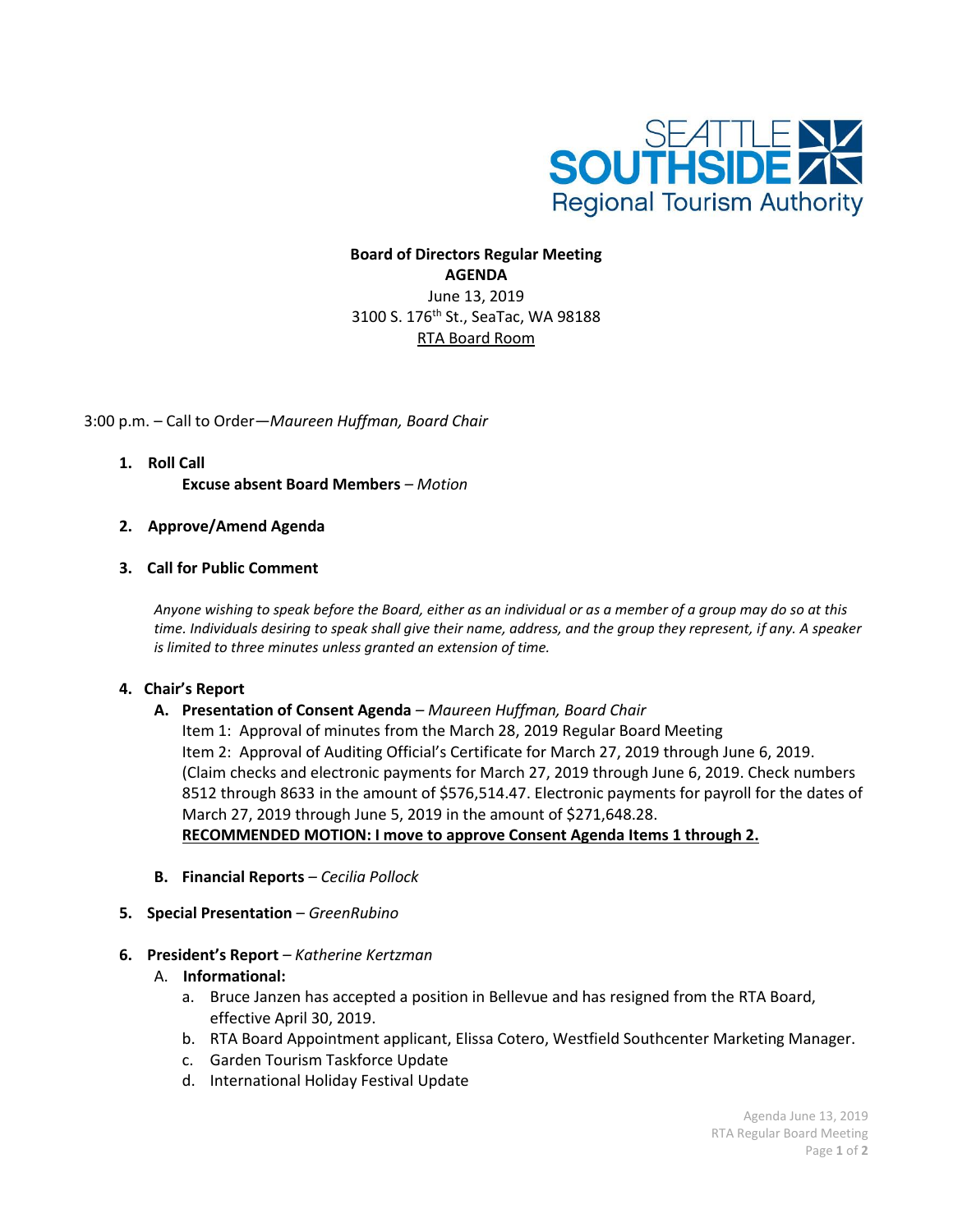SEATTLE SOUTHSIDE
Regional Tourism Authority

**Board of Directors Regular Meeting**
**AGENDA**
June 13, 2019
3100 S. 176th St., SeaTac, WA 98188
RTA Board Room

3:00 p.m. – Call to Order—*Maureen Huffman, Board Chair*

1. **Roll Call**

   **Excuse absent Board Members** – *Motion*

2. **Approve/Amend Agenda**

3. **Call for Public Comment**

   *Anyone wishing to speak before the Board, either as an individual or as a member of a group may do so at this time. Individuals desiring to speak shall give their name, address, and the group they represent, if any. A speaker is limited to three minutes unless granted an extension of time.*

4. **Chair's Report**

   A. **Presentation of Consent Agenda** – *Maureen Huffman, Board Chair*

      Item 1: Approval of minutes from the March 28, 2019 Regular Board Meeting
      Item 2: Approval of Auditing Official's Certificate for March 27, 2019 through June 6, 2019. (Claim checks and electronic payments for March 27, 2019 through June 6, 2019. Check numbers 8512 through 8633 in the amount of $576,514.47. Electronic payments for payroll for the dates of March 27, 2019 through June 5, 2019 in the amount of $271,648.28.
      **RECOMMENDED MOTION: I move to approve Consent Agenda Items 1 through 2.**

   B. **Financial Reports** – *Cecilia Pollock*

5. **Special Presentation** – *GreenRubino*

6. **President's Report** – *Katherine Kertzman*

   A. **Informational:**

      a. Bruce Janzen has accepted a position in Bellevue and has resigned from the RTA Board, effective April 30, 2019.
      b. RTA Board Appointment applicant, Elissa Cotero, Westfield Southcenter Marketing Manager.
      c. Garden Tourism Taskforce Update
      d. International Holiday Festival Update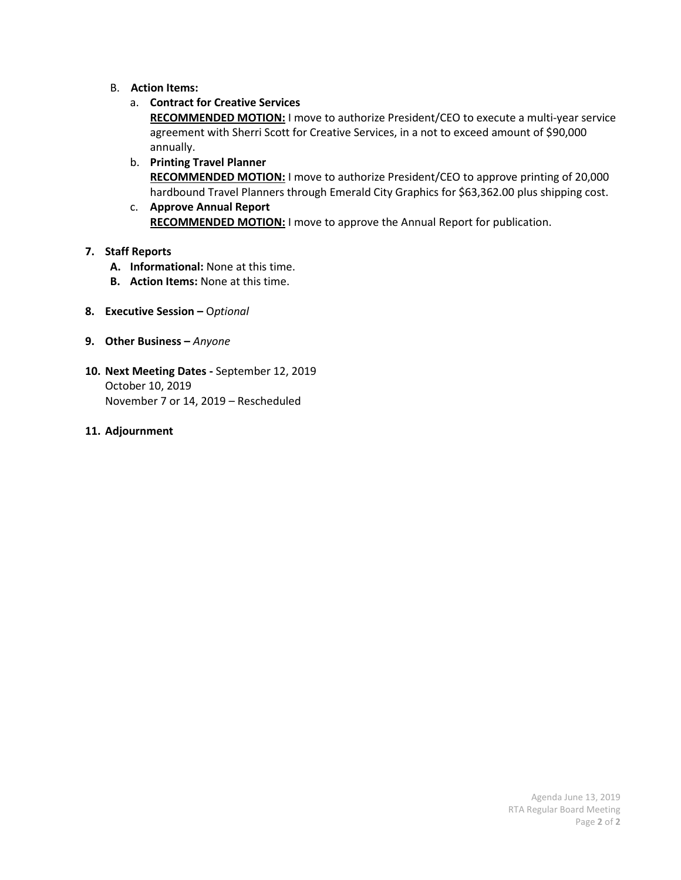B. **Action Items:**

   a. **Contract for Creative Services**
      **RECOMMENDED MOTION:** I move to authorize President/CEO to execute a multi-year service agreement with Sherri Scott for Creative Services, in a not to exceed amount of $90,000 annually.

   b. **Printing Travel Planner**
      **RECOMMENDED MOTION:** I move to authorize President/CEO to approve printing of 20,000 hardbound Travel Planners through Emerald City Graphics for $63,362.00 plus shipping cost.

   c. **Approve Annual Report**
      **RECOMMENDED MOTION:** I move to approve the Annual Report for publication.

**7. Staff Reports**

   **A. Informational:** None at this time.

   **B. Action Items:** None at this time.

**8. Executive Session –** *Optional*

**9. Other Business –** *Anyone*

**10. Next Meeting Dates -** September 12, 2019
October 10, 2019
November 7 or 14, 2019 – Rescheduled

**11. Adjournment**